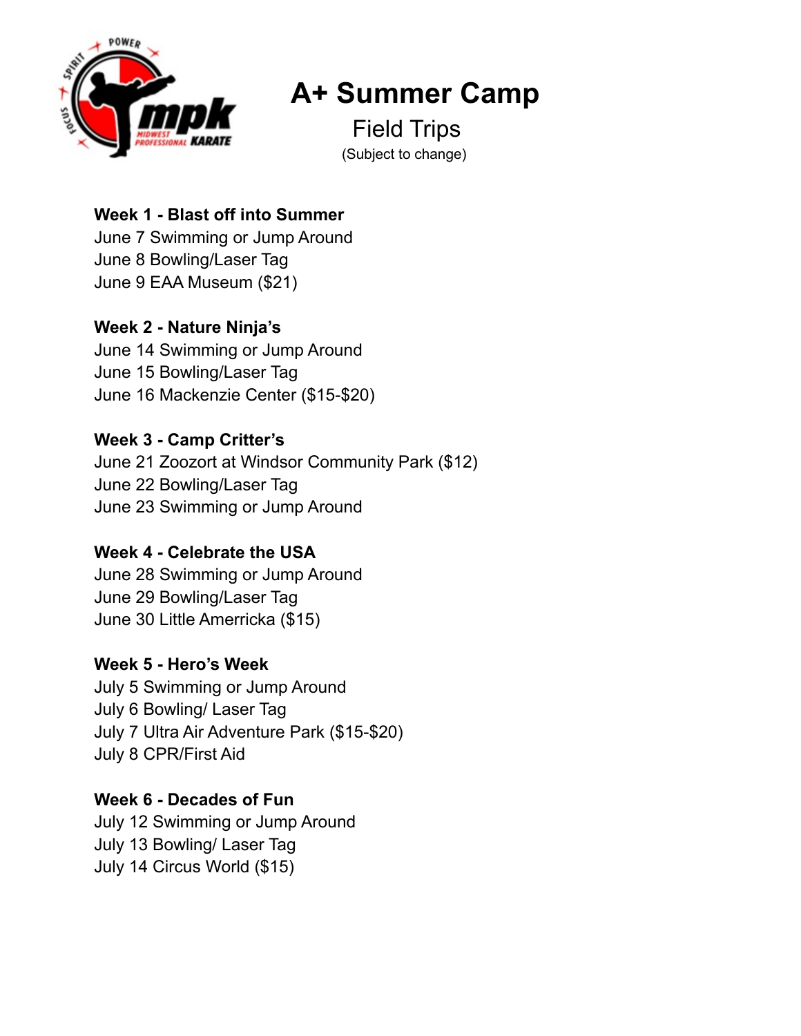# A+ Summer Camp

## Field Trips

(Subject to change)

**Week 1 - Blast off into Summer**

June 7 Swimming or Jump Around
June 8 Bowling/Laser Tag
June 9 EAA Museum ($21)

**Week 2 - Nature Ninja's**

June 14 Swimming or Jump Around
June 15 Bowling/Laser Tag
June 16 Mackenzie Center ($15-$20)

**Week 3 - Camp Critter's**

June 21 Zoozort at Windsor Community Park ($12)
June 22 Bowling/Laser Tag
June 23 Swimming or Jump Around

**Week 4 - Celebrate the USA**

June 28 Swimming or Jump Around
June 29 Bowling/Laser Tag
June 30 Little Amerricka ($15)

**Week 5 - Hero's Week**

July 5 Swimming or Jump Around
July 6 Bowling/ Laser Tag
July 7 Ultra Air Adventure Park ($15-$20)
July 8 CPR/First Aid

**Week 6 - Decades of Fun**

July 12 Swimming or Jump Around
July 13 Bowling/ Laser Tag
July 14 Circus World ($15)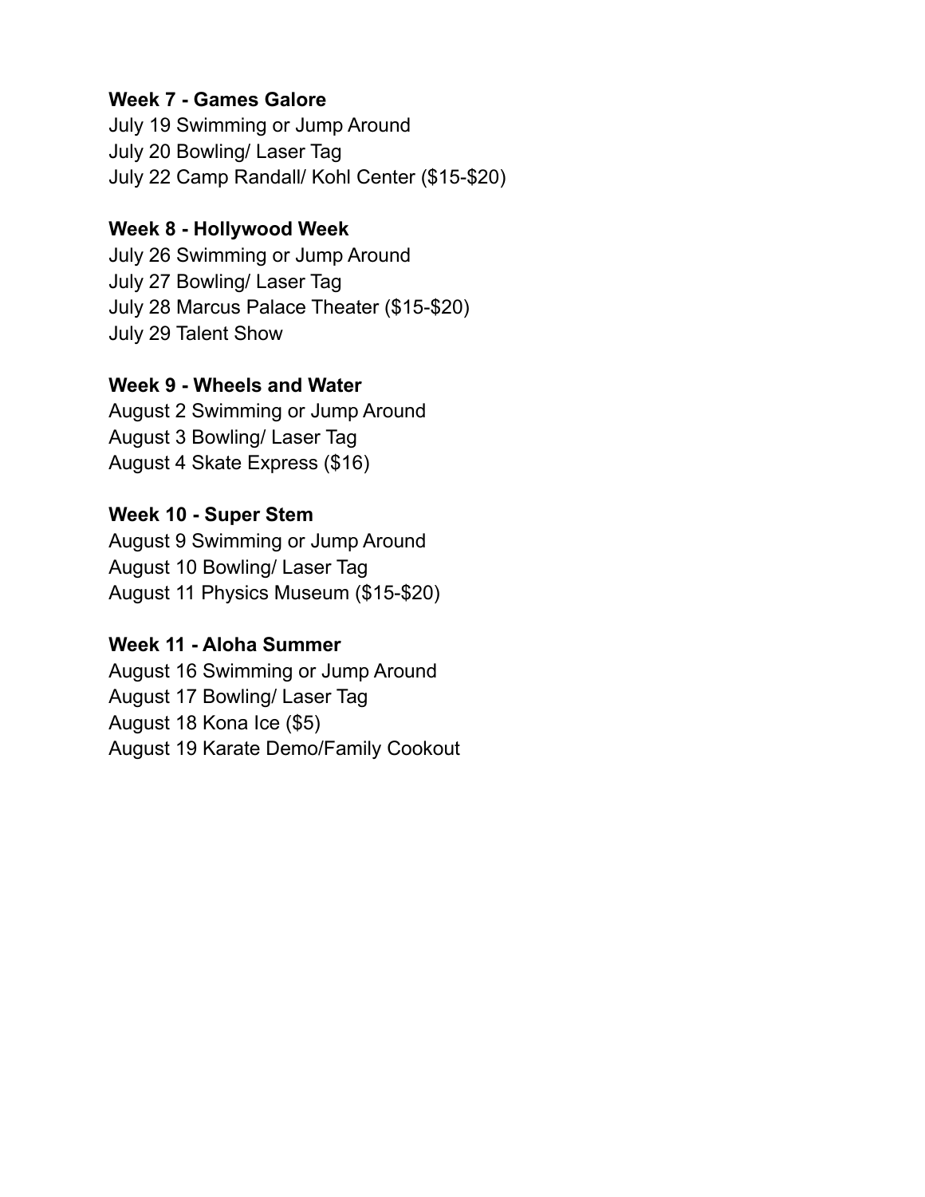**Week 7 - Games Galore**

July 19 Swimming or Jump Around
July 20 Bowling/ Laser Tag
July 22 Camp Randall/ Kohl Center ($15-$20)

**Week 8 - Hollywood Week**

July 26 Swimming or Jump Around
July 27 Bowling/ Laser Tag
July 28 Marcus Palace Theater ($15-$20)
July 29 Talent Show

**Week 9 - Wheels and Water**

August 2 Swimming or Jump Around
August 3 Bowling/ Laser Tag
August 4 Skate Express ($16)

**Week 10 - Super Stem**

August 9 Swimming or Jump Around
August 10 Bowling/ Laser Tag
August 11 Physics Museum ($15-$20)

**Week 11 - Aloha Summer**

August 16 Swimming or Jump Around
August 17 Bowling/ Laser Tag
August 18 Kona Ice ($5)
August 19 Karate Demo/Family Cookout